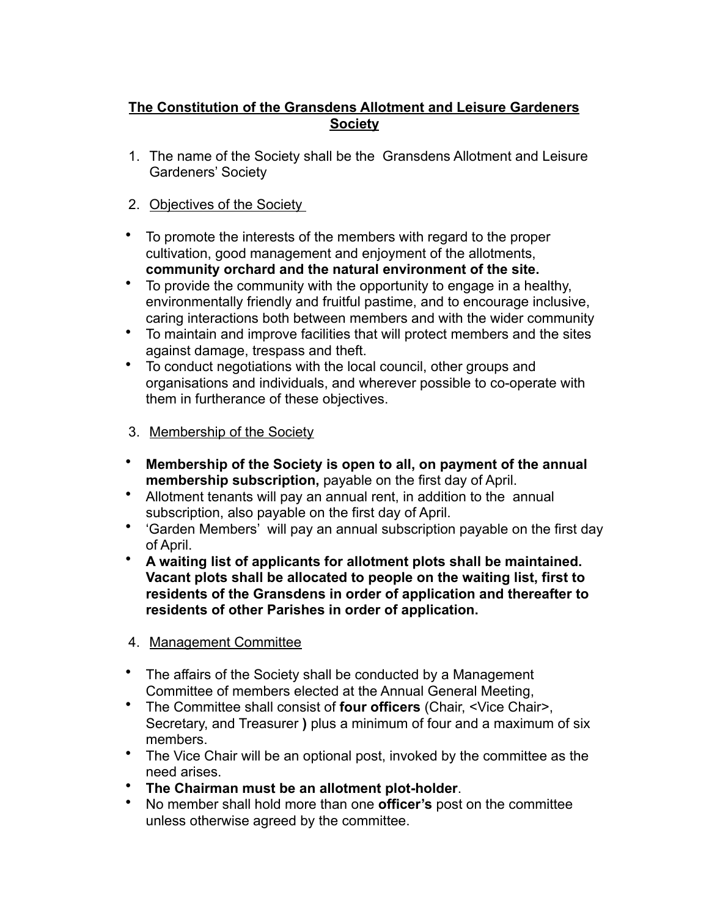# The Constitution of the Gransdens Allotment and Leisure Gardeners Society

1. The name of the Society shall be the Gransdens Allotment and Leisure Gardeners' Society

2. Objectives of the Society

- To promote the interests of the members with regard to the proper cultivation, good management and enjoyment of the allotments, **community orchard and the natural environment of the site.**
- To provide the community with the opportunity to engage in a healthy, environmentally friendly and fruitful pastime, and to encourage inclusive, caring interactions both between members and with the wider community
- To maintain and improve facilities that will protect members and the sites against damage, trespass and theft.
- To conduct negotiations with the local council, other groups and organisations and individuals, and wherever possible to co-operate with them in furtherance of these objectives.

3. Membership of the Society

- **Membership of the Society is open to all, on payment of the annual membership subscription,** payable on the first day of April.
- Allotment tenants will pay an annual rent, in addition to the annual subscription, also payable on the first day of April.
- 'Garden Members' will pay an annual subscription payable on the first day of April.
- **A waiting list of applicants for allotment plots shall be maintained. Vacant plots shall be allocated to people on the waiting list, first to residents of the Gransdens in order of application and thereafter to residents of other Parishes in order of application.**

4. Management Committee

- The affairs of the Society shall be conducted by a Management Committee of members elected at the Annual General Meeting,
- The Committee shall consist of **four officers** (Chair, <Vice Chair>, Secretary, and Treasurer **)** plus a minimum of four and a maximum of six members.
- The Vice Chair will be an optional post, invoked by the committee as the need arises.
- **The Chairman must be an allotment plot-holder**.
- No member shall hold more than one **officer's** post on the committee unless otherwise agreed by the committee.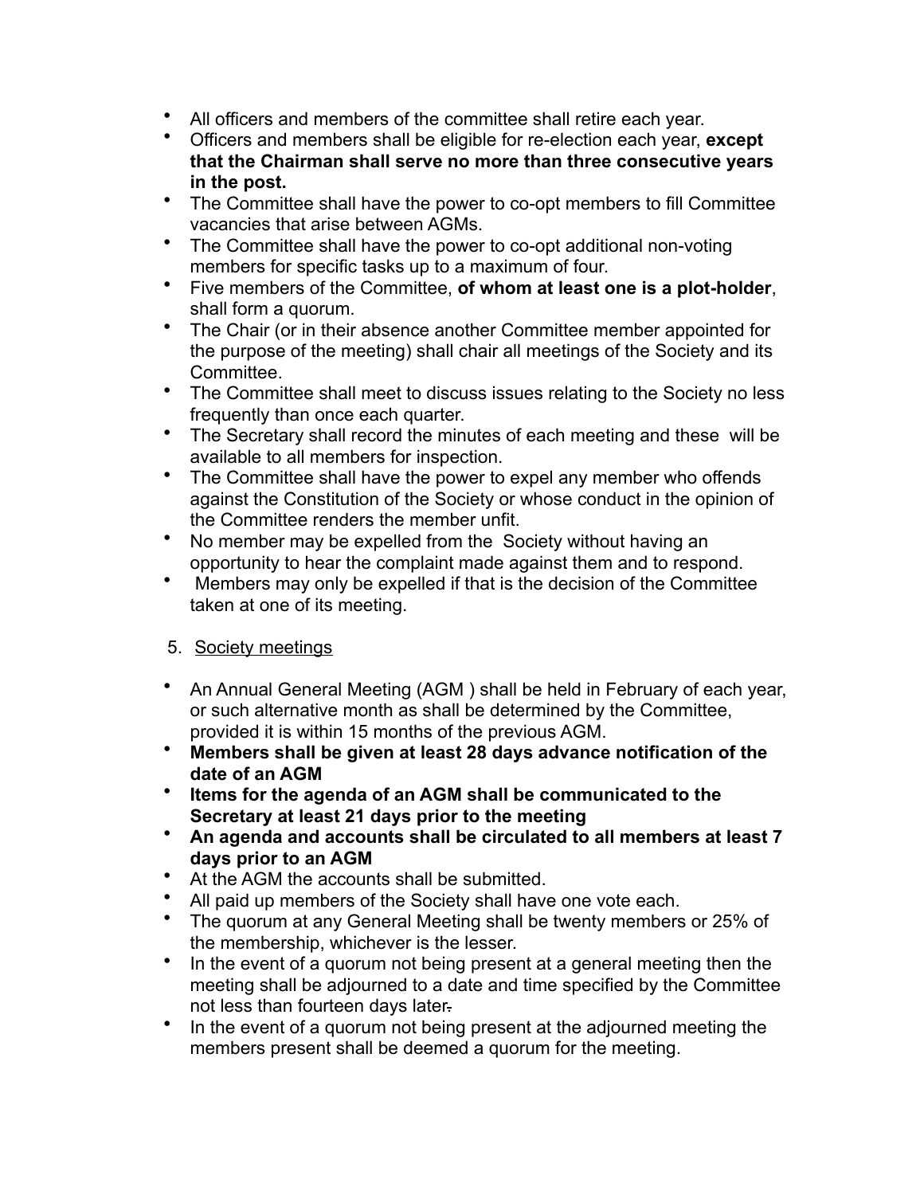- All officers and members of the committee shall retire each year.
- Officers and members shall be eligible for re-election each year, **except that the Chairman shall serve no more than three consecutive years in the post.**
- The Committee shall have the power to co-opt members to fill Committee vacancies that arise between AGMs.
- The Committee shall have the power to co-opt additional non-voting members for specific tasks up to a maximum of four.
- Five members of the Committee, **of whom at least one is a plot-holder**, shall form a quorum.
- The Chair (or in their absence another Committee member appointed for the purpose of the meeting) shall chair all meetings of the Society and its Committee.
- The Committee shall meet to discuss issues relating to the Society no less frequently than once each quarter.
- The Secretary shall record the minutes of each meeting and these will be available to all members for inspection.
- The Committee shall have the power to expel any member who offends against the Constitution of the Society or whose conduct in the opinion of the Committee renders the member unfit.
- No member may be expelled from the Society without having an opportunity to hear the complaint made against them and to respond.
- Members may only be expelled if that is the decision of the Committee taken at one of its meeting.

5. <u>Society meetings</u>

- An Annual General Meeting (AGM ) shall be held in February of each year, or such alternative month as shall be determined by the Committee, provided it is within 15 months of the previous AGM.
- **Members shall be given at least 28 days advance notification of the date of an AGM**
- **Items for the agenda of an AGM shall be communicated to the Secretary at least 21 days prior to the meeting**
- **An agenda and accounts shall be circulated to all members at least 7 days prior to an AGM**
- At the AGM the accounts shall be submitted.
- All paid up members of the Society shall have one vote each.
- The quorum at any General Meeting shall be twenty members or 25% of the membership, whichever is the lesser.
- In the event of a quorum not being present at a general meeting then the meeting shall be adjourned to a date and time specified by the Committee not less than fourteen days later.
- In the event of a quorum not being present at the adjourned meeting the members present shall be deemed a quorum for the meeting.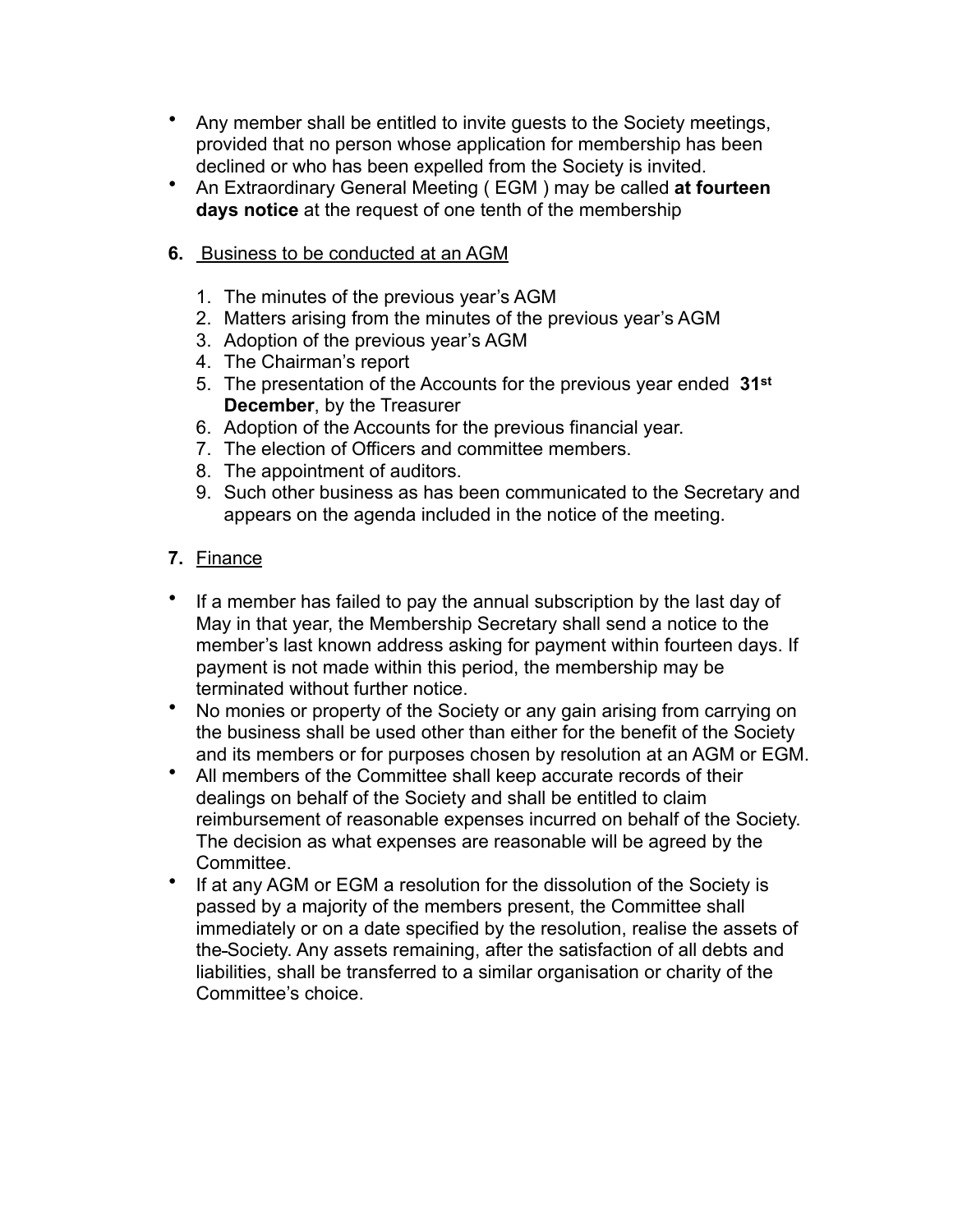- Any member shall be entitled to invite guests to the Society meetings, provided that no person whose application for membership has been declined or who has been expelled from the Society is invited.
- An Extraordinary General Meeting ( EGM ) may be called **at fourteen days notice** at the request of one tenth of the membership

**6.** Business to be conducted at an AGM

1. The minutes of the previous year's AGM
2. Matters arising from the minutes of the previous year's AGM
3. Adoption of the previous year's AGM
4. The Chairman's report
5. The presentation of the Accounts for the previous year ended **31st December**, by the Treasurer
6. Adoption of the Accounts for the previous financial year.
7. The election of Officers and committee members.
8. The appointment of auditors.
9. Such other business as has been communicated to the Secretary and appears on the agenda included in the notice of the meeting.

**7.** Finance

- If a member has failed to pay the annual subscription by the last day of May in that year, the Membership Secretary shall send a notice to the member's last known address asking for payment within fourteen days. If payment is not made within this period, the membership may be terminated without further notice.
- No monies or property of the Society or any gain arising from carrying on the business shall be used other than either for the benefit of the Society and its members or for purposes chosen by resolution at an AGM or EGM.
- All members of the Committee shall keep accurate records of their dealings on behalf of the Society and shall be entitled to claim reimbursement of reasonable expenses incurred on behalf of the Society. The decision as what expenses are reasonable will be agreed by the Committee.
- If at any AGM or EGM a resolution for the dissolution of the Society is passed by a majority of the members present, the Committee shall immediately or on a date specified by the resolution, realise the assets of the Society. Any assets remaining, after the satisfaction of all debts and liabilities, shall be transferred to a similar organisation or charity of the Committee's choice.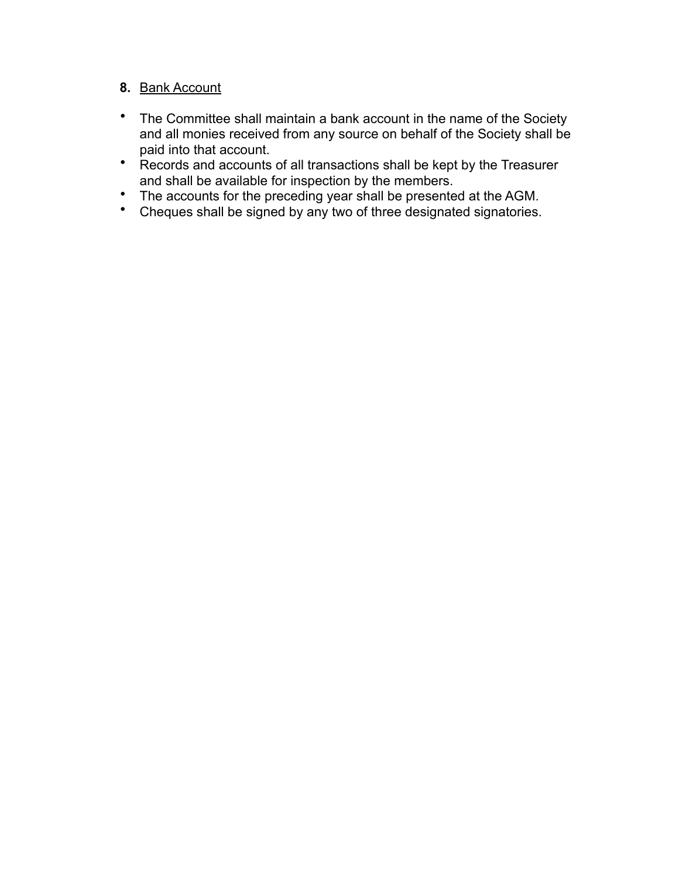**8.** Bank Account

- The Committee shall maintain a bank account in the name of the Society and all monies received from any source on behalf of the Society shall be paid into that account.
- Records and accounts of all transactions shall be kept by the Treasurer and shall be available for inspection by the members.
- The accounts for the preceding year shall be presented at the AGM.
- Cheques shall be signed by any two of three designated signatories.